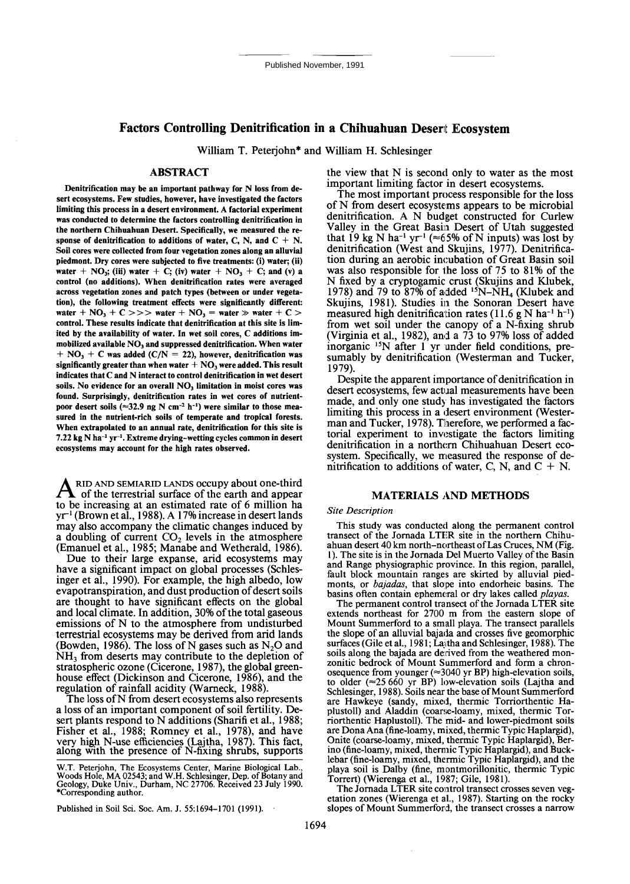Published November, 1991

# Factors Controlling Denitrification in a Chihuahuan Desert Ecosystem

William T. Peterjohn* and William H. Schlesinger

## ABSTRACT

**Denitrification may be an important pathway for N loss from desert ecosystems. Few studies, however, have investigated the factors limiting this process in a desert environment. A factorial experiment was conducted to determine the factors controlling denitrification in the northern Chihuahuan Desert. Specifically, we measured the response of denitrification to additions of water, C, N, and C + N. Soil cores were collected from four vegetation zones along an alluvial piedmont. Dry cores were subjected to five treatments: (i) water; (ii) water + $NO_3$; (iii) water + C; (iv) water + $NO_3$ + C; and (v) a control (no additions). When denitrification rates were averaged across vegetation zones and patch types (between or under vegetation), the following treatment effects were significantly different: water + $NO_3$ + C >>> water + $NO_3$ = water ≫ water + C > control. These results indicate that denitrification at this site is limited by the availability of water. In wet soil cores, C additions immobilized available $NO_3$ and suppressed denitrification. When water + $NO_3$ + C was added (C/N = 22), however, denitrification was significantly greater than when water + $NO_3$ were added. This result indicates that C and N interact to control denitrification in wet desert soils. No evidence for an overall $NO_3$ limitation in moist cores was found. Surprisingly, denitrification rates in wet cores of nutrient-poor desert soils (≈32.9 ng N $cm^{-2}$ $h^{-1}$) were similar to those measured in the nutrient-rich soils of temperate and tropical forests. When extrapolated to an annual rate, denitrification for this site is 7.22 kg N $ha^{-1}$ $yr^{-1}$. Extreme drying–wetting cycles common in desert ecosystems may account for the high rates observed.**

Arid and semiarid lands occupy about one-third of the terrestrial surface of the earth and appear to be increasing at an estimated rate of 6 million ha $yr^{-1}$ (Brown et al., 1988). A 17% increase in desert lands may also accompany the climatic changes induced by a doubling of current $CO_2$ levels in the atmosphere (Emanuel et al., 1985; Manabe and Wetherald, 1986).

Due to their large expanse, arid ecosystems may have a significant impact on global processes (Schlesinger et al., 1990). For example, the high albedo, low evapotranspiration, and dust production of desert soils are thought to have significant effects on the global and local climate. In addition, 30% of the total gaseous emissions of N to the atmosphere from undisturbed terrestrial ecosystems may be derived from arid lands (Bowden, 1986). The loss of N gases such as $N_2O$ and $NH_3$ from deserts may contribute to the depletion of stratospheric ozone (Cicerone, 1987), the global greenhouse effect (Dickinson and Cicerone, 1986), and the regulation of rainfall acidity (Warneck, 1988).

The loss of N from desert ecosystems also represents a loss of an important component of soil fertility. Desert plants respond to N additions (Sharifi et al., 1988; Fisher et al., 1988; Romney et al., 1978), and have very high N-use efficiencies (Lajtha, 1987). This fact, along with the presence of N-fixing shrubs, supports the view that N is second only to water as the most important limiting factor in desert ecosystems.

The most important process responsible for the loss of N from desert ecosystems appears to be microbial denitrification. A N budget constructed for Curlew Valley in the Great Basin Desert of Utah suggested that 19 kg N $ha^{-1}$ $yr^{-1}$ (≈65% of N inputs) was lost by denitrification (West and Skujins, 1977). Denitrification during an aerobic incubation of Great Basin soil was also responsible for the loss of 75 to 81% of the N fixed by a cryptogamic crust (Skujins and Klubek, 1978) and 79 to 87% of added $^{15}N$-$NH_4$ (Klubek and Skujins, 1981). Studies in the Sonoran Desert have measured high denitrification rates (11.6 g N $ha^{-1}$ $h^{-1}$) from wet soil under the canopy of a N-fixing shrub (Virginia et al., 1982), and a 73 to 97% loss of added inorganic $^{15}N$ after 1 yr under field conditions, presumably by denitrification (Westerman and Tucker, 1979).

Despite the apparent importance of denitrification in desert ecosystems, few actual measurements have been made, and only one study has investigated the factors limiting this process in a desert environment (Westerman and Tucker, 1978). Therefore, we performed a factorial experiment to investigate the factors limiting denitrification in a northern Chihuahuan Desert ecosystem. Specifically, we measured the response of denitrification to additions of water, C, N, and C + N.

## MATERIALS AND METHODS

### Site Description

This study was conducted along the permanent control transect of the Jornada LTER site in the northern Chihuahuan desert 40 km north–northeast of Las Cruces, NM (Fig. 1). The site is in the Jornada Del Muerto Valley of the Basin and Range physiographic province. In this region, parallel, fault block mountain ranges are skirted by alluvial piedmonts, or *bajadas*, that slope into endorheic basins. The basins often contain ephemeral or dry lakes called *playas*.

The permanent control transect of the Jornada LTER site extends northeast for 2700 m from the eastern slope of Mount Summerford to a small playa. The transect parallels the slope of an alluvial bajada and crosses five geomorphic surfaces (Gile et al., 1981; Lajtha and Schlesinger, 1988). The soils along the bajada are derived from the weathered monzonitic bedrock of Mount Summerford and form a chronosequence from younger (≈3040 yr BP) high-elevation soils, to older (≈25 660 yr BP) low-elevation soils (Lajtha and Schlesinger, 1988). Soils near the base of Mount Summerford are Hawkeye (sandy, mixed, thermic Torriorthentic Haplustoll) and Aladdin (coarse-loamy, mixed, thermic Torriorthentic Haplustoll). The mid- and lower-piedmont soils are Dona Ana (fine-loamy, mixed, thermic Typic Haplargid), Onite (coarse-loamy, mixed, thermic Typic Haplargid), Berino (fine-loamy, mixed, thermic Typic Haplargid), and Bucklebar (fine-loamy, mixed, thermic Typic Haplargid), and the playa soil is Dalby (fine, montmorillonitic, thermic Typic Torrert) (Wierenga et al., 1987; Gile, 1981).

The Jornada LTER site control transect crosses seven vegetation zones (Wierenga et al., 1987). Starting on the rocky slopes of Mount Summerford, the transect crosses a narrow

W.T. Peterjohn, The Ecosystems Center, Marine Biological Lab., Woods Hole, MA 02543; and W.H. Schlesinger, Dep. of Botany and Geology, Duke Univ., Durham, NC 27706. Received 23 July 1990. *Corresponding author.

Published in Soil Sci. Soc. Am. J. 55:1694–1701 (1991).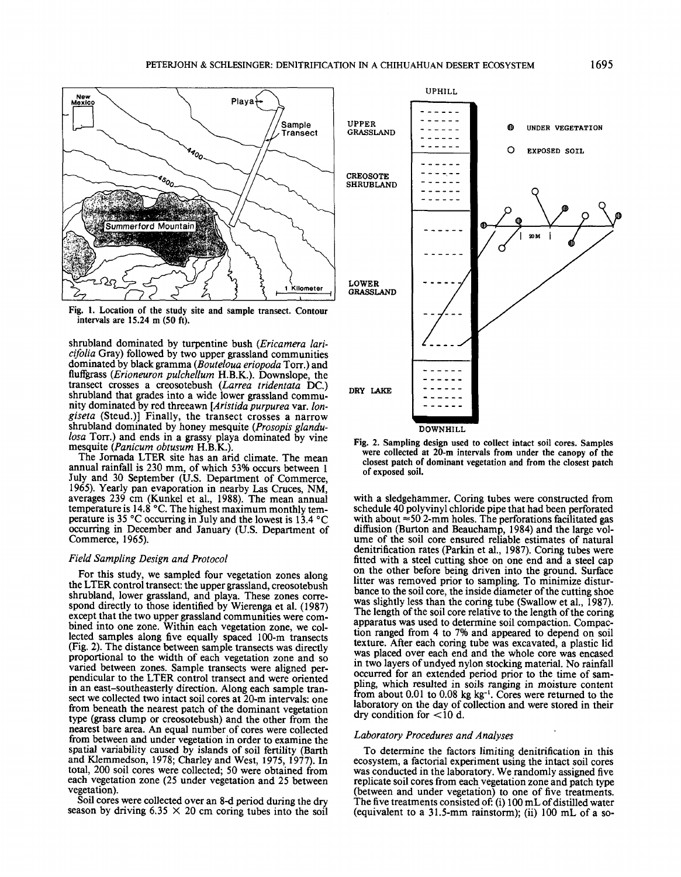Fig. 1. Location of the study site and sample transect. Contour intervals are 15.24 m (50 ft).

shrubland dominated by turpentine bush (*Ericamera laricifolia* Gray) followed by two upper grassland communities dominated by black gramma (*Bouteloua eriopoda* Torr.) and fluffgrass (*Erioneuron pulchellum* H.B.K.). Downslope, the transect crosses a creosotebush (*Larrea tridentata* DC.) shrubland that grades into a wide lower grassland community dominated by red threeawn [*Aristida purpurea* var. *longiseta* (Steud.)] Finally, the transect crosses a narrow shrubland dominated by honey mesquite (*Prosopis glandulosa* Torr.) and ends in a grassy playa dominated by vine mesquite (*Panicum obtusum* H.B.K.).

The Jornada LTER site has an arid climate. The mean annual rainfall is 230 mm, of which 53% occurs between 1 July and 30 September (U.S. Department of Commerce, 1965). Yearly pan evaporation in nearby Las Cruces, NM, averages 239 cm (Kunkel et al., 1988). The mean annual temperature is 14.8 °C. The highest maximum monthly temperature is 35 °C occurring in July and the lowest is 13.4 °C occurring in December and January (U.S. Department of Commerce, 1965).

### Field Sampling Design and Protocol

For this study, we sampled four vegetation zones along the LTER control transect: the upper grassland, creosotebush shrubland, lower grassland, and playa. These zones correspond directly to those identified by Wierenga et al. (1987) except that the two upper grassland communities were combined into one zone. Within each vegetation zone, we collected samples along five equally spaced 100-m transects (Fig. 2). The distance between sample transects was directly proportional to the width of each vegetation zone and so varied between zones. Sample transects were aligned perpendicular to the LTER control transect and were oriented in an east–southeasterly direction. Along each sample transect we collected two intact soil cores at 20-m intervals: one from beneath the nearest patch of the dominant vegetation type (grass clump or creosotebush) and the other from the nearest bare area. An equal number of cores were collected from between and under vegetation in order to examine the spatial variability caused by islands of soil fertility (Barth and Klemmedson, 1978; Charley and West, 1975, 1977). In total, 200 soil cores were collected; 50 were obtained from each vegetation zone (25 under vegetation and 25 between vegetation).

Soil cores were collected over an 8-d period during the dry season by driving 6.35 × 20 cm coring tubes into the soil with a sledgehammer. Coring tubes were constructed from schedule 40 polyvinyl chloride pipe that had been perforated with about ≈50 2-mm holes. The perforations facilitated gas diffusion (Burton and Beauchamp, 1984) and the large volume of the soil core ensured reliable estimates of natural denitrification rates (Parkin et al., 1987). Coring tubes were fitted with a steel cutting shoe on one end and a steel cap on the other before being driven into the ground. Surface litter was removed prior to sampling. To minimize disturbance to the soil core, the inside diameter of the cutting shoe was slightly less than the coring tube (Swallow et al., 1987). The length of the soil core relative to the length of the coring apparatus was used to determine soil compaction. Compaction ranged from 4 to 7% and appeared to depend on soil texture. After each coring tube was excavated, a plastic lid was placed over each end and the whole core was encased in two layers of undyed nylon stocking material. No rainfall occurred for an extended period prior to the time of sampling, which resulted in soils ranging in moisture content from about 0.01 to 0.08 kg kg$^{-1}$. Cores were returned to the laboratory on the day of collection and were stored in their dry condition for <10 d.

Fig. 2. Sampling design used to collect intact soil cores. Samples were collected at 20-m intervals from under the canopy of the closest patch of dominant vegetation and from the closest patch of exposed soil.

### Laboratory Procedures and Analyses

To determine the factors limiting denitrification in this ecosystem, a factorial experiment using the intact soil cores was conducted in the laboratory. We randomly assigned five replicate soil cores from each vegetation zone and patch type (between and under vegetation) to one of five treatments. The five treatments consisted of: (i) 100 mL of distilled water (equivalent to a 31.5-mm rainstorm); (ii) 100 mL of a so-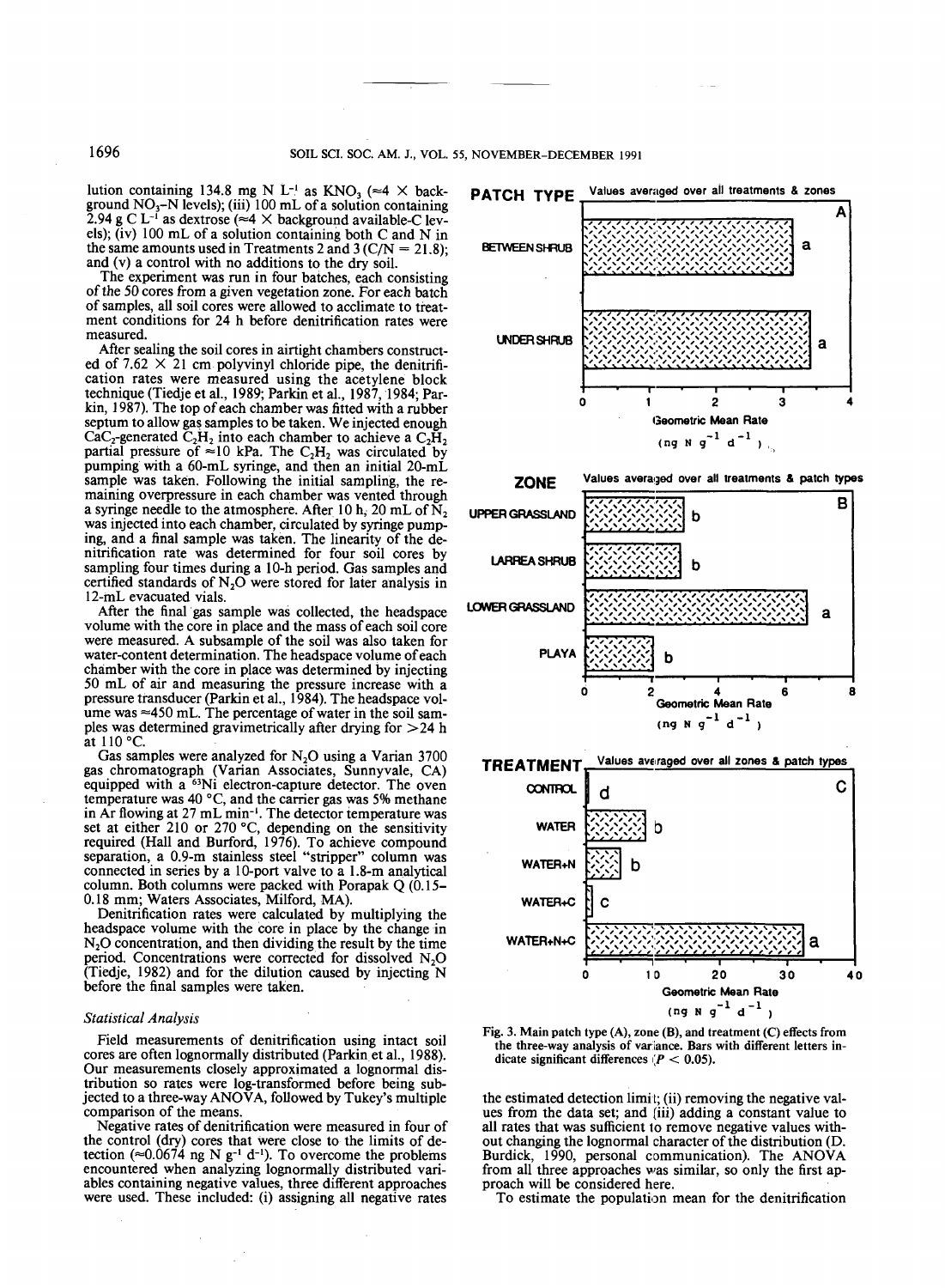lution containing 134.8 mg N $L^{-1}$ as $KNO_3$ (≈4 × background $NO_3$-N levels); (iii) 100 mL of a solution containing 2.94 g C $L^{-1}$ as dextrose (≈4 × background available-C levels); (iv) 100 mL of a solution containing both C and N in the same amounts used in Treatments 2 and 3 (C/N = 21.8); and (v) a control with no additions to the dry soil.

The experiment was run in four batches, each consisting of the 50 cores from a given vegetation zone. For each batch of samples, all soil cores were allowed to acclimate to treatment conditions for 24 h before denitrification rates were measured.

After sealing the soil cores in airtight chambers constructed of 7.62 × 21 cm polyvinyl chloride pipe, the denitrification rates were measured using the acetylene block technique (Tiedje et al., 1989; Parkin et al., 1987, 1984; Parkin, 1987). The top of each chamber was fitted with a rubber septum to allow gas samples to be taken. We injected enough $CaC_2$-generated $C_2H_2$ into each chamber to achieve a $C_2H_2$ partial pressure of ≈10 kPa. The $C_2H_2$ was circulated by pumping with a 60-mL syringe, and then an initial 20-mL sample was taken. Following the initial sampling, the remaining overpressure in each chamber was vented through a syringe needle to the atmosphere. After 10 h, 20 mL of $N_2$ was injected into each chamber, circulated by syringe pumping, and a final sample was taken. The linearity of the denitrification rate was determined for four soil cores by sampling four times during a 10-h period. Gas samples and certified standards of $N_2O$ were stored for later analysis in 12-mL evacuated vials.

After the final gas sample was collected, the headspace volume with the core in place and the mass of each soil core were measured. A subsample of the soil was also taken for water-content determination. The headspace volume of each chamber with the core in place was determined by injecting 50 mL of air and measuring the pressure increase with a pressure transducer (Parkin et al., 1984). The headspace volume was ≈450 mL. The percentage of water in the soil samples was determined gravimetrically after drying for >24 h at 110 °C.

Gas samples were analyzed for $N_2O$ using a Varian 3700 gas chromatograph (Varian Associates, Sunnyvale, CA) equipped with a $^{63}Ni$ electron-capture detector. The oven temperature was 40 °C, and the carrier gas was 5% methane in Ar flowing at 27 mL $min^{-1}$. The detector temperature was set at either 210 or 270 °C, depending on the sensitivity required (Hall and Burford, 1976). To achieve compound separation, a 0.9-m stainless steel "stripper" column was connected in series by a 10-port valve to a 1.8-m analytical column. Both columns were packed with Porapak Q (0.15–0.18 mm; Waters Associates, Milford, MA).

Denitrification rates were calculated by multiplying the headspace volume with the core in place by the change in $N_2O$ concentration, and then dividing the result by the time period. Concentrations were corrected for dissolved $N_2O$ (Tiedje, 1982) and for the dilution caused by injecting N before the final samples were taken.

### *Statistical Analysis*

Field measurements of denitrification using intact soil cores are often lognormally distributed (Parkin et al., 1988). Our measurements closely approximated a lognormal distribution so rates were log-transformed before being subjected to a three-way ANOVA, followed by Tukey's multiple comparison of the means.

Negative rates of denitrification were measured in four of the control (dry) cores that were close to the limits of detection (≈0.0674 ng N $g^{-1}$ $d^{-1}$). To overcome the problems encountered when analyzing lognormally distributed variables containing negative values, three different approaches were used. These included: (i) assigning all negative rates the estimated detection limit; (ii) removing the negative values from the data set; and (iii) adding a constant value to all rates that was sufficient to remove negative values without changing the lognormal character of the distribution (D. Burdick, 1990, personal communication). The ANOVA from all three approaches was similar, so only the first approach will be considered here.

To estimate the population mean for the denitrification

Fig. 3. Main patch type (A), zone (B), and treatment (C) effects from the three-way analysis of variance. Bars with different letters indicate significant differences ($P < 0.05$).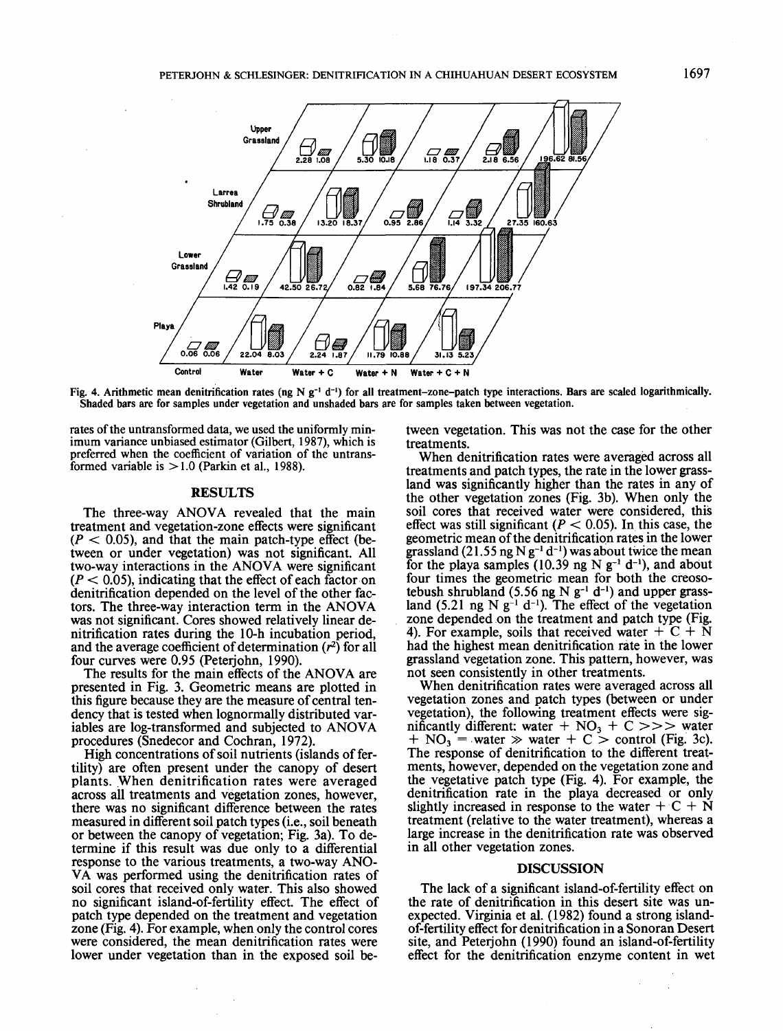| | Control | Water | Water + C | Water + N | Water + C + N |
|---|---|---|---|---|---|
| Upper Grassland | 2.28 1.08 | 5.30 10.18 | 1.18 0.37 | 2.18 6.56 | 196.62 81.56 |
| Larrea Shrubland | 1.75 0.38 | 13.20 18.37 | 0.95 2.86 | 1.14 3.32 | 27.35 160.63 |
| Lower Grassland | 1.42 0.19 | 42.50 26.72 | 0.82 1.84 | 5.68 76.76 | 197.34 206.77 |
| Playa | 0.06 0.06 | 22.04 8.03 | 2.24 1.87 | 11.79 10.88 | 31.13 5.23 |

Fig. 4. Arithmetic mean denitrification rates (ng N $g^{-1}$ $d^{-1}$) for all treatment–zone–patch type interactions. Bars are scaled logarithmically. Shaded bars are for samples under vegetation and unshaded bars are for samples taken between vegetation.

rates of the untransformed data, we used the uniformly minimum variance unbiased estimator (Gilbert, 1987), which is preferred when the coefficient of variation of the untransformed variable is >1.0 (Parkin et al., 1988).

## RESULTS

The three-way ANOVA revealed that the main treatment and vegetation-zone effects were significant ($P < 0.05$), and that the main patch-type effect (between or under vegetation) was not significant. All two-way interactions in the ANOVA were significant ($P < 0.05$), indicating that the effect of each factor on denitrification depended on the level of the other factors. The three-way interaction term in the ANOVA was not significant. Cores showed relatively linear denitrification rates during the 10-h incubation period, and the average coefficient of determination ($r^2$) for all four curves were 0.95 (Peterjohn, 1990).

The results for the main effects of the ANOVA are presented in Fig. 3. Geometric means are plotted in this figure because they are the measure of central tendency that is tested when lognormally distributed variables are log-transformed and subjected to ANOVA procedures (Snedecor and Cochran, 1972).

High concentrations of soil nutrients (islands of fertility) are often present under the canopy of desert plants. When denitrification rates were averaged across all treatments and vegetation zones, however, there was no significant difference between the rates measured in different soil patch types (i.e., soil beneath or between the canopy of vegetation; Fig. 3a). To determine if this result was due only to a differential response to the various treatments, a two-way ANOVA was performed using the denitrification rates of soil cores that received only water. This also showed no significant island-of-fertility effect. The effect of patch type depended on the treatment and vegetation zone (Fig. 4). For example, when only the control cores were considered, the mean denitrification rates were lower under vegetation than in the exposed soil between vegetation. This was not the case for the other treatments.

When denitrification rates were averaged across all treatments and patch types, the rate in the lower grassland was significantly higher than the rates in any of the other vegetation zones (Fig. 3b). When only the soil cores that received water were considered, this effect was still significant ($P < 0.05$). In this case, the geometric mean of the denitrification rates in the lower grassland (21.55 ng N $g^{-1}$ $d^{-1}$) was about twice the mean for the playa samples (10.39 ng N $g^{-1}$ $d^{-1}$), and about four times the geometric mean for both the creosotebush shrubland (5.56 ng N $g^{-1}$ $d^{-1}$) and upper grassland (5.21 ng N $g^{-1}$ $d^{-1}$). The effect of the vegetation zone depended on the treatment and patch type (Fig. 4). For example, soils that received water + C + N had the highest mean denitrification rate in the lower grassland vegetation zone. This pattern, however, was not seen consistently in other treatments.

When denitrification rates were averaged across all vegetation zones and patch types (between or under vegetation), the following treatment effects were significantly different: water + $NO_3$ + C >>> water + $NO_3$ = water ≫ water + C > control (Fig. 3c). The response of denitrification to the different treatments, however, depended on the vegetation zone and the vegetative patch type (Fig. 4). For example, the denitrification rate in the playa decreased or only slightly increased in response to the water + C + N treatment (relative to the water treatment), whereas a large increase in the denitrification rate was observed in all other vegetation zones.

## DISCUSSION

The lack of a significant island-of-fertility effect on the rate of denitrification in this desert site was unexpected. Virginia et al. (1982) found a strong island-of-fertility effect for denitrification in a Sonoran Desert site, and Peterjohn (1990) found an island-of-fertility effect for the denitrification enzyme content in wet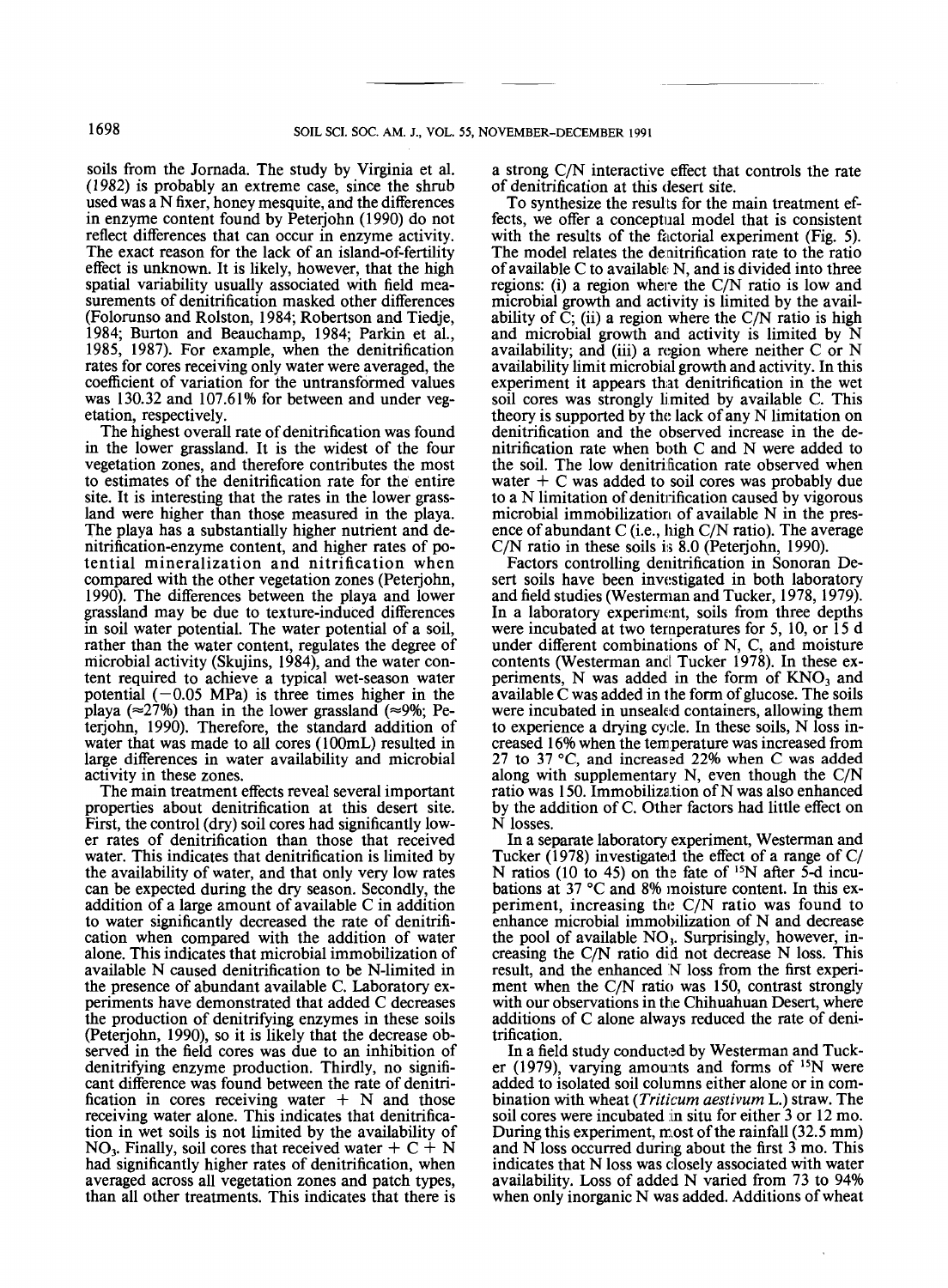soils from the Jornada. The study by Virginia et al. (1982) is probably an extreme case, since the shrub used was a N fixer, honey mesquite, and the differences in enzyme content found by Peterjohn (1990) do not reflect differences that can occur in enzyme activity. The exact reason for the lack of an island-of-fertility effect is unknown. It is likely, however, that the high spatial variability usually associated with field measurements of denitrification masked other differences (Folorunso and Rolston, 1984; Robertson and Tiedje, 1984; Burton and Beauchamp, 1984; Parkin et al., 1985, 1987). For example, when the denitrification rates for cores receiving only water were averaged, the coefficient of variation for the untransformed values was 130.32 and 107.61% for between and under vegetation, respectively.

The highest overall rate of denitrification was found in the lower grassland. It is the widest of the four vegetation zones, and therefore contributes the most to estimates of the denitrification rate for the entire site. It is interesting that the rates in the lower grassland were higher than those measured in the playa. The playa has a substantially higher nutrient and denitrification-enzyme content, and higher rates of potential mineralization and nitrification when compared with the other vegetation zones (Peterjohn, 1990). The differences between the playa and lower grassland may be due to texture-induced differences in soil water potential. The water potential of a soil, rather than the water content, regulates the degree of microbial activity (Skujins, 1984), and the water content required to achieve a typical wet-season water potential (−0.05 MPa) is three times higher in the playa (≈27%) than in the lower grassland (≈9%; Peterjohn, 1990). Therefore, the standard addition of water that was made to all cores (100mL) resulted in large differences in water availability and microbial activity in these zones.

The main treatment effects reveal several important properties about denitrification at this desert site. First, the control (dry) soil cores had significantly lower rates of denitrification than those that received water. This indicates that denitrification is limited by the availability of water, and that only very low rates can be expected during the dry season. Secondly, the addition of a large amount of available C in addition to water significantly decreased the rate of denitrification when compared with the addition of water alone. This indicates that microbial immobilization of available N caused denitrification to be N-limited in the presence of abundant available C. Laboratory experiments have demonstrated that added C decreases the production of denitrifying enzymes in these soils (Peterjohn, 1990), so it is likely that the decrease observed in the field cores was due to an inhibition of denitrifying enzyme production. Thirdly, no significant difference was found between the rate of denitrification in cores receiving water + N and those receiving water alone. This indicates that denitrification in wet soils is not limited by the availability of $NO_3$. Finally, soil cores that received water + C + N had significantly higher rates of denitrification, when averaged across all vegetation zones and patch types, than all other treatments. This indicates that there is a strong C/N interactive effect that controls the rate of denitrification at this desert site.

To synthesize the results for the main treatment effects, we offer a conceptual model that is consistent with the results of the factorial experiment (Fig. 5). The model relates the denitrification rate to the ratio of available C to available N, and is divided into three regions: (i) a region where the C/N ratio is low and microbial growth and activity is limited by the availability of C; (ii) a region where the C/N ratio is high and microbial growth and activity is limited by N availability; and (iii) a region where neither C or N availability limit microbial growth and activity. In this experiment it appears that denitrification in the wet soil cores was strongly limited by available C. This theory is supported by the lack of any N limitation on denitrification and the observed increase in the denitrification rate when both C and N were added to the soil. The low denitrification rate observed when water + C was added to soil cores was probably due to a N limitation of denitrification caused by vigorous microbial immobilization of available N in the presence of abundant C (i.e., high C/N ratio). The average C/N ratio in these soils is 8.0 (Peterjohn, 1990).

Factors controlling denitrification in Sonoran Desert soils have been investigated in both laboratory and field studies (Westerman and Tucker, 1978, 1979). In a laboratory experiment, soils from three depths were incubated at two temperatures for 5, 10, or 15 d under different combinations of N, C, and moisture contents (Westerman and Tucker 1978). In these experiments, N was added in the form of $KNO_3$ and available C was added in the form of glucose. The soils were incubated in unsealed containers, allowing them to experience a drying cycle. In these soils, N loss increased 16% when the temperature was increased from 27 to 37 °C, and increased 22% when C was added along with supplementary N, even though the C/N ratio was 150. Immobilization of N was also enhanced by the addition of C. Other factors had little effect on N losses.

In a separate laboratory experiment, Westerman and Tucker (1978) investigated the effect of a range of C/N ratios (10 to 45) on the fate of $^{15}N$ after 5-d incubations at 37 °C and 8% moisture content. In this experiment, increasing the C/N ratio was found to enhance microbial immobilization of N and decrease the pool of available $NO_3$. Surprisingly, however, increasing the C/N ratio did not decrease N loss. This result, and the enhanced N loss from the first experiment when the C/N ratio was 150, contrast strongly with our observations in the Chihuahuan Desert, where additions of C alone always reduced the rate of denitrification.

In a field study conducted by Westerman and Tucker (1979), varying amounts and forms of $^{15}N$ were added to isolated soil columns either alone or in combination with wheat (*Triticum aestivum* L.) straw. The soil cores were incubated in situ for either 3 or 12 mo. During this experiment, most of the rainfall (32.5 mm) and N loss occurred during about the first 3 mo. This indicates that N loss was closely associated with water availability. Loss of added N varied from 73 to 94% when only inorganic N was added. Additions of wheat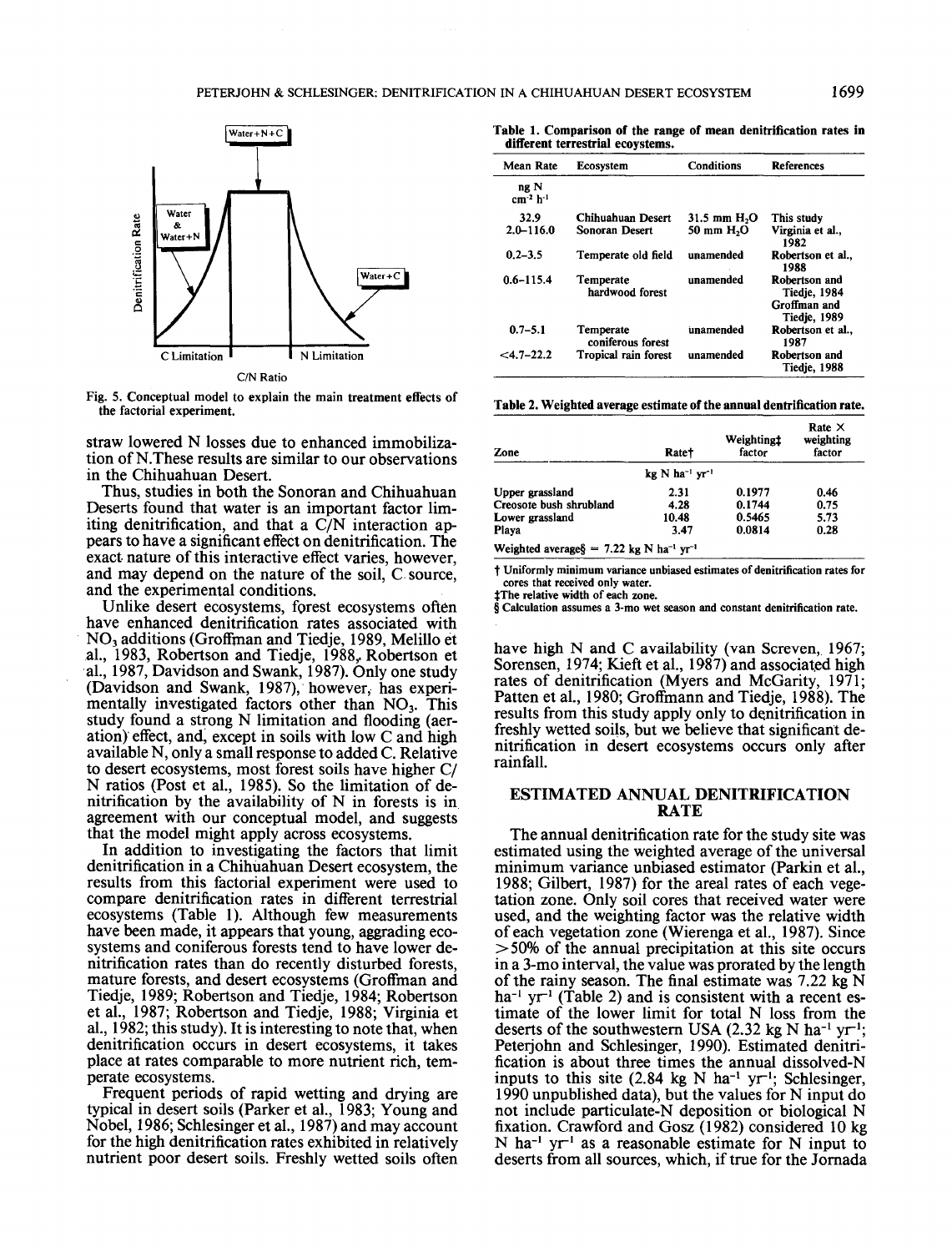Fig. 5. Conceptual model to explain the main treatment effects of the factorial experiment.

straw lowered N losses due to enhanced immobilization of N. These results are similar to our observations in the Chihuahuan Desert.

Thus, studies in both the Sonoran and Chihuahuan Deserts found that water is an important factor limiting denitrification, and that a C/N interaction appears to have a significant effect on denitrification. The exact nature of this interactive effect varies, however, and may depend on the nature of the soil, C source, and the experimental conditions.

Unlike desert ecosystems, forest ecosystems often have enhanced denitrification rates associated with $NO_3$ additions (Groffman and Tiedje, 1989, Melillo et al., 1983, Robertson and Tiedje, 1988, Robertson et al., 1987, Davidson and Swank, 1987). Only one study (Davidson and Swank, 1987), however, has experimentally investigated factors other than $NO_3$. This study found a strong N limitation and flooding (aeration) effect, and, except in soils with low C and high available N, only a small response to added C. Relative to desert ecosystems, most forest soils have higher C/N ratios (Post et al., 1985). So the limitation of denitrification by the availability of N in forests is in agreement with our conceptual model, and suggests that the model might apply across ecosystems.

In addition to investigating the factors that limit denitrification in a Chihuahuan Desert ecosystem, the results from this factorial experiment were used to compare denitrification rates in different terrestrial ecosystems (Table 1). Although few measurements have been made, it appears that young, aggrading ecosystems and coniferous forests tend to have lower denitrification rates than do recently disturbed forests, mature forests, and desert ecosystems (Groffman and Tiedje, 1989; Robertson and Tiedje, 1984; Robertson et al., 1987; Robertson and Tiedje, 1988; Virginia et al., 1982; this study). It is interesting to note that, when denitrification occurs in desert ecosystems, it takes place at rates comparable to more nutrient rich, temperate ecosystems.

Frequent periods of rapid wetting and drying are typical in desert soils (Parker et al., 1983; Young and Nobel, 1986; Schlesinger et al., 1987) and may account for the high denitrification rates exhibited in relatively nutrient poor desert soils. Freshly wetted soils often have high N and C availability (van Screven, 1967; Sorensen, 1974; Kieft et al., 1987) and associated high rates of denitrification (Myers and McGarity, 1971; Patten et al., 1980; Groffmann and Tiedje, 1988). The results from this study apply only to denitrification in freshly wetted soils, but we believe that significant denitrification in desert ecosystems occurs only after rainfall.

**Table 1. Comparison of the range of mean denitrification rates in different terrestrial ecoystems.**

| Mean Rate | Ecosystem | Conditions | References |
|---|---|---|---|
| ng N $cm^{-2}$ $h^{-1}$ | | | |
| 32.9 | Chihuahuan Desert | 31.5 mm $H_2O$ | This study |
| 2.0–116.0 | Sonoran Desert | 50 mm $H_2O$ | Virginia et al., 1982 |
| 0.2–3.5 | Temperate old field | unamended | Robertson et al., 1988 |
| 0.6–115.4 | Temperate hardwood forest | unamended | Robertson and Tiedje, 1984; Groffman and Tiedje, 1989 |
| 0.7–5.1 | Temperate coniferous forest | unamended | Robertson et al., 1987 |
| <4.7–22.2 | Tropical rain forest | unamended | Robertson and Tiedje, 1988 |

**Table 2. Weighted average estimate of the annual dentrification rate.**

| Zone | Rate† | Weighting‡ factor | Rate × weighting factor |
|---|---|---|---|
| | kg N $ha^{-1}$ $yr^{-1}$ | | |
| Upper grassland | 2.31 | 0.1977 | 0.46 |
| Creosote bush shrubland | 4.28 | 0.1744 | 0.75 |
| Lower grassland | 10.48 | 0.5465 | 5.73 |
| Playa | 3.47 | 0.0814 | 0.28 |
| Weighted average§ = 7.22 kg N $ha^{-1}$ $yr^{-1}$ | | | |

† Uniformly minimum variance unbiased estimates of denitrification rates for cores that received only water.
‡ The relative width of each zone.
§ Calculation assumes a 3-mo wet season and constant denitrification rate.

## ESTIMATED ANNUAL DENITRIFICATION RATE

The annual denitrification rate for the study site was estimated using the weighted average of the universal minimum variance unbiased estimator (Parkin et al., 1988; Gilbert, 1987) for the areal rates of each vegetation zone. Only soil cores that received water were used, and the weighting factor was the relative width of each vegetation zone (Wierenga et al., 1987). Since >50% of the annual precipitation at this site occurs in a 3-mo interval, the value was prorated by the length of the rainy season. The final estimate was 7.22 kg N $ha^{-1}$ $yr^{-1}$ (Table 2) and is consistent with a recent estimate of the lower limit for total N loss from the deserts of the southwestern USA (2.32 kg N $ha^{-1}$ $yr^{-1}$; Peterjohn and Schlesinger, 1990). Estimated denitrification is about three times the annual dissolved-N inputs to this site (2.84 kg N $ha^{-1}$ $yr^{-1}$; Schlesinger, 1990 unpublished data), but the values for N input do not include particulate-N deposition or biological N fixation. Crawford and Gosz (1982) considered 10 kg N $ha^{-1}$ $yr^{-1}$ as a reasonable estimate for N input to deserts from all sources, which, if true for the Jornada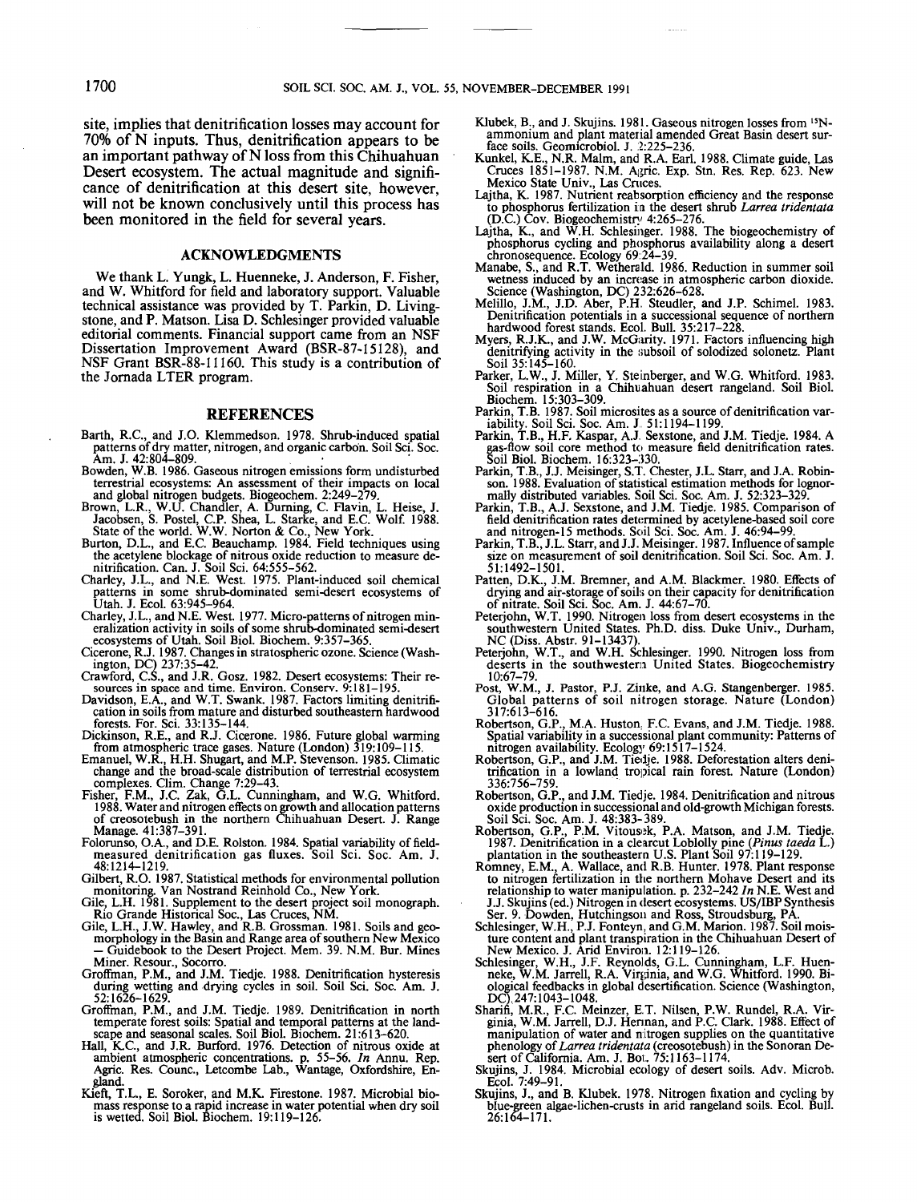site, implies that denitrification losses may account for 70% of N inputs. Thus, denitrification appears to be an important pathway of N loss from this Chihuahuan Desert ecosystem. The actual magnitude and significance of denitrification at this desert site, however, will not be known conclusively until this process has been monitored in the field for several years.

## ACKNOWLEDGMENTS

We thank L. Yungk, L. Huenneke, J. Anderson, F. Fisher, and W. Whitford for field and laboratory support. Valuable technical assistance was provided by T. Parkin, D. Livingstone, and P. Matson. Lisa D. Schlesinger provided valuable editorial comments. Financial support came from an NSF Dissertation Improvement Award (BSR-87-15128), and NSF Grant BSR-88-11160. This study is a contribution of the Jornada LTER program.

## REFERENCES

Barth, R.C., and J.O. Klemmedson. 1978. Shrub-induced spatial patterns of dry matter, nitrogen, and organic carbon. Soil Sci. Soc. Am. J. 42:804–809.

Bowden, W.B. 1986. Gaseous nitrogen emissions form undisturbed terrestrial ecosystems: An assessment of their impacts on local and global nitrogen budgets. Biogeochem. 2:249–279.

Brown, L.R., W.U. Chandler, A. Durning, C. Flavin, L. Heise, J. Jacobsen, S. Postel, C.P. Shea, L. Starke, and E.C. Wolf. 1988. State of the world. W.W. Norton & Co., New York.

Burton, D.L., and E.C. Beauchamp. 1984. Field techniques using the acetylene blockage of nitrous oxide reduction to measure denitrification. Can. J. Soil Sci. 64:555–562.

Charley, J.L., and N.E. West. 1975. Plant-induced soil chemical patterns in some shrub-dominated semi-desert ecosystems of Utah. J. Ecol. 63:945–964.

Charley, J.L., and N.E. West. 1977. Micro-patterns of nitrogen mineralization activity in soils of some shrub-dominated semi-desert ecosystems of Utah. Soil Biol. Biochem. 9:357–365.

Cicerone, R.J. 1987. Changes in stratospheric ozone. Science (Washington, DC) 237:35–42.

Crawford, C.S., and J.R. Gosz. 1982. Desert ecosystems: Their resources in space and time. Environ. Conserv. 9:181–195.

Davidson, E.A., and W.T. Swank. 1987. Factors limiting denitrification in soils from mature and disturbed southeastern hardwood forests. For. Sci. 33:135–144.

Dickinson, R.E., and R.J. Cicerone. 1986. Future global warming from atmospheric trace gases. Nature (London) 319:109–115.

Emanuel, W.R., H.H. Shugart, and M.P. Stevenson. 1985. Climatic change and the broad-scale distribution of terrestrial ecosystem complexes. Clim. Change 7:29–43.

Fisher, F.M., J.C. Zak, G.L. Cunningham, and W.G. Whitford. 1988. Water and nitrogen effects on growth and allocation patterns of creosotebush in the northern Chihuahuan Desert. J. Range Manage. 41:387–391.

Folorunso, O.A., and D.E. Rolston. 1984. Spatial variability of field-measured denitrification gas fluxes. Soil Sci. Soc. Am. J. 48:1214–1219.

Gilbert, R.O. 1987. Statistical methods for environmental pollution monitoring. Van Nostrand Reinhold Co., New York.

Gile, L.H. 1981. Supplement to the desert project soil monograph. Rio Grande Historical Soc., Las Cruces, NM.

Gile, L.H., J.W. Hawley, and R.B. Grossman. 1981. Soils and geomorphology in the Basin and Range area of southern New Mexico — Guidebook to the Desert Project. Mem. 39. N.M. Bur. Mines Miner. Resour., Socorro.

Groffman, P.M., and J.M. Tiedje. 1988. Denitrification hysteresis during wetting and drying cycles in soil. Soil Sci. Soc. Am. J. 52:1626–1629.

Groffman, P.M., and J.M. Tiedje. 1989. Denitrification in north temperate forest soils: Spatial and temporal patterns at the landscape and seasonal scales. Soil Biol. Biochem. 21:613–620.

Hall, K.C., and J.R. Burford. 1976. Detection of nitrous oxide at ambient atmospheric concentrations. p. 55–56. *In* Annu. Rep. Agric. Res. Counc., Letcombe Lab., Wantage, Oxfordshire, England.

Kieft, T.L., E. Soroker, and M.K. Firestone. 1987. Microbial biomass response to a rapid increase in water potential when dry soil is wetted. Soil Biol. Biochem. 19:119–126.

Klubek, B., and J. Skujins. 1981. Gaseous nitrogen losses from $^{15}N$-ammonium and plant material amended Great Basin desert surface soils. Geomicrobiol. J. 2:225–236.

Kunkel, K.E., N.R. Malm, and R.A. Earl. 1988. Climate guide, Las Cruces 1851–1987. N.M. Agric. Exp. Stn. Res. Rep. 623. New Mexico State Univ., Las Cruces.

Lajtha, K. 1987. Nutrient reabsorption efficiency and the response to phosphorus fertilization in the desert shrub *Larrea tridentata* (D.C.) Cov. Biogeochemistry 4:265–276.

Lajtha, K., and W.H. Schlesinger. 1988. The biogeochemistry of phosphorus cycling and phosphorus availability along a desert chronosequence. Ecology 69:24–39.

Manabe, S., and R.T. Wetherald. 1986. Reduction in summer soil wetness induced by an increase in atmospheric carbon dioxide. Science (Washington, DC) 232:626–628.

Melillo, J.M., J.D. Aber, P.H. Steudler, and J.P. Schimel. 1983. Denitrification potentials in a successional sequence of northern hardwood forest stands. Ecol. Bull. 35:217–228.

Myers, R.J.K., and J.W. McGarity. 1971. Factors influencing high denitrifying activity in the subsoil of solodized solonetz. Plant Soil 35:145–160.

Parker, L.W., J. Miller, Y. Steinberger, and W.G. Whitford. 1983. Soil respiration in a Chihuahuan desert rangeland. Soil Biol. Biochem. 15:303–309.

Parkin, T.B. 1987. Soil microsites as a source of denitrification variability. Soil Sci. Soc. Am. J. 51:1194–1199.

Parkin, T.B., H.F. Kaspar, A.J. Sexstone, and J.M. Tiedje. 1984. A gas-flow soil core method to measure field denitrification rates. Soil Biol. Biochem. 16:323–330.

Parkin, T.B., J.J. Meisinger, S.T. Chester, J.L. Starr, and J.A. Robinson. 1988. Evaluation of statistical estimation methods for lognormally distributed variables. Soil Sci. Soc. Am. J. 52:323–329.

Parkin, T.B., A.J. Sexstone, and J.M. Tiedje. 1985. Comparison of field denitrification rates determined by acetylene-based soil core and nitrogen-15 methods. Soil Sci. Soc. Am. J. 46:94–99.

Parkin, T.B., J.L. Starr, and J.J. Meisinger. 1987. Influence of sample size on measurement of soil denitrification. Soil Sci. Soc. Am. J. 51:1492–1501.

Patten, D.K., J.M. Bremner, and A.M. Blackmer. 1980. Effects of drying and air-storage of soils on their capacity for denitrification of nitrate. Soil Sci. Soc. Am. J. 44:67–70.

Peterjohn, W.T. 1990. Nitrogen loss from desert ecosystems in the southwestern United States. Ph.D. diss. Duke Univ., Durham, NC (Diss. Abstr. 91-13437).

Peterjohn, W.T., and W.H. Schlesinger. 1990. Nitrogen loss from deserts in the southwestern United States. Biogeochemistry 10:67–79.

Post, W.M., J. Pastor, P.J. Zinke, and A.G. Stangenberger. 1985. Global patterns of soil nitrogen storage. Nature (London) 317:613–616.

Robertson, G.P., M.A. Huston, F.C. Evans, and J.M. Tiedje. 1988. Spatial variability in a successional plant community: Patterns of nitrogen availability. Ecology 69:1517–1524.

Robertson, G.P., and J.M. Tiedje. 1988. Deforestation alters denitrification in a lowland tropical rain forest. Nature (London) 336:756–759.

Robertson, G.P., and J.M. Tiedje. 1984. Denitrification and nitrous oxide production in successional and old-growth Michigan forests. Soil Sci. Soc. Am. J. 48:383–389.

Robertson, G.P., P.M. Vitousek, P.A. Matson, and J.M. Tiedje. 1987. Denitrification in a clearcut Loblolly pine (*Pinus taeda* L.) plantation in the southeastern U.S. Plant Soil 97:119–129.

Romney, E.M., A. Wallace, and R.B. Hunter. 1978. Plant response to nitrogen fertilization in the northern Mohave Desert and its relationship to water manipulation. p. 232–242 *In* N.E. West and J.J. Skujins (ed.) Nitrogen in desert ecosystems. US/IBP Synthesis Ser. 9. Dowden, Hutchingson and Ross, Stroudsburg, PA.

Schlesinger, W.H., P.J. Fonteyn, and G.M. Marion. 1987. Soil moisture content and plant transpiration in the Chihuahuan Desert of New Mexico. J. Arid Environ. 12:119–126.

Schlesinger, W.H., J.F. Reynolds, G.L. Cunningham, L.F. Huenneke, W.M. Jarrell, R.A. Virginia, and W.G. Whitford. 1990. Biological feedbacks in global desertification. Science (Washington, DC) 247:1043–1048.

Sharifi, M.R., F.C. Meinzer, E.T. Nilsen, P.W. Rundel, R.A. Virginia, W.M. Jarrell, D.J. Herman, and P.C. Clark. 1988. Effect of manipulation of water and nitrogen supplies on the quantitative phenology of *Larrea tridentata* (creosotebush) in the Sonoran Desert of California. Am. J. Bot. 75:1163–1174.

Skujins, J. 1984. Microbial ecology of desert soils. Adv. Microb. Ecol. 7:49–91.

Skujins, J., and B. Klubek. 1978. Nitrogen fixation and cycling by blue-green algae-lichen-crusts in arid rangeland soils. Ecol. Bull. 26:164–171.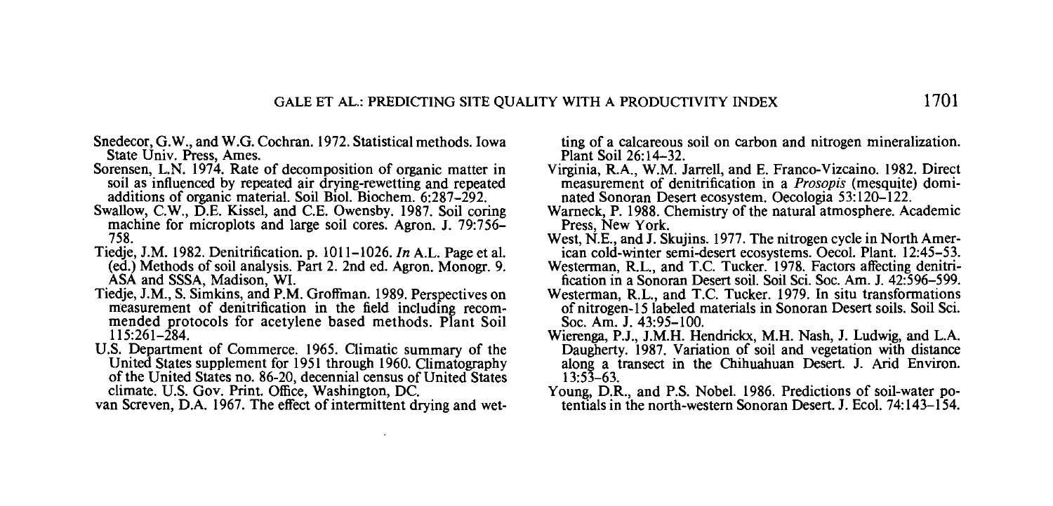Snedecor, G.W., and W.G. Cochran. 1972. Statistical methods. Iowa State Univ. Press, Ames.

Sorensen, L.N. 1974. Rate of decomposition of organic matter in soil as influenced by repeated air drying-rewetting and repeated additions of organic material. Soil Biol. Biochem. 6:287–292.

Swallow, C.W., D.E. Kissel, and C.E. Owensby. 1987. Soil coring machine for microplots and large soil cores. Agron. J. 79:756–758.

Tiedje, J.M. 1982. Denitrification. p. 1011–1026. *In* A.L. Page et al. (ed.) Methods of soil analysis. Part 2. 2nd ed. Agron. Monogr. 9. ASA and SSSA, Madison, WI.

Tiedje, J.M., S. Simkins, and P.M. Groffman. 1989. Perspectives on measurement of denitrification in the field including recommended protocols for acetylene based methods. Plant Soil 115:261–284.

U.S. Department of Commerce. 1965. Climatic summary of the United States supplement for 1951 through 1960. Climatography of the United States no. 86-20, decennial census of United States climate. U.S. Gov. Print. Office, Washington, DC.

van Screven, D.A. 1967. The effect of intermittent drying and wetting of a calcareous soil on carbon and nitrogen mineralization. Plant Soil 26:14–32.

Virginia, R.A., W.M. Jarrell, and E. Franco-Vizcaino. 1982. Direct measurement of denitrification in a *Prosopis* (mesquite) dominated Sonoran Desert ecosystem. Oecologia 53:120–122.

Warneck, P. 1988. Chemistry of the natural atmosphere. Academic Press, New York.

West, N.E., and J. Skujins. 1977. The nitrogen cycle in North American cold-winter semi-desert ecosystems. Oecol. Plant. 12:45–53.

Westerman, R.L., and T.C. Tucker. 1978. Factors affecting denitrification in a Sonoran Desert soil. Soil Sci. Soc. Am. J. 42:596–599.

Westerman, R.L., and T.C. Tucker. 1979. In situ transformations of nitrogen-15 labeled materials in Sonoran Desert soils. Soil Sci. Soc. Am. J. 43:95–100.

Wierenga, P.J., J.M.H. Hendrickx, M.H. Nash, J. Ludwig, and L.A. Daugherty. 1987. Variation of soil and vegetation with distance along a transect in the Chihuahuan Desert. J. Arid Environ. 13:53–63.

Young, D.R., and P.S. Nobel. 1986. Predictions of soil-water potentials in the north-western Sonoran Desert. J. Ecol. 74:143–154.